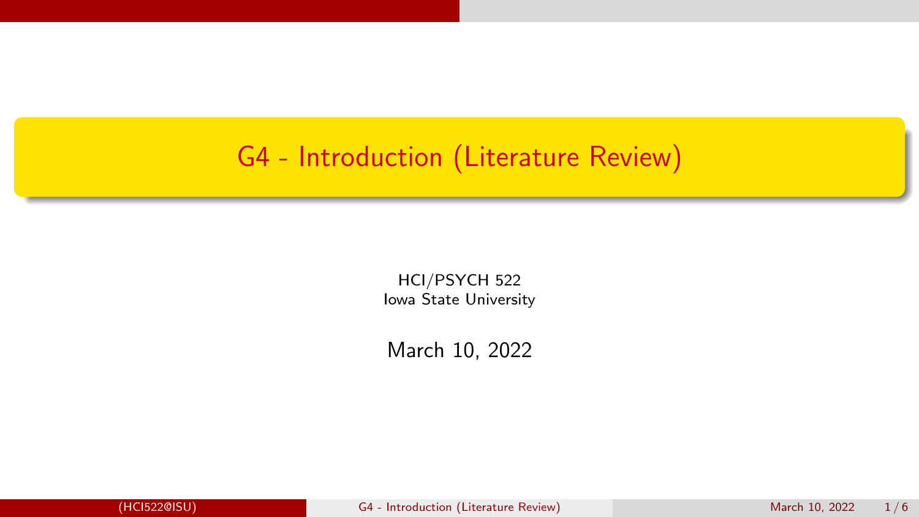# G4 - Introduction (Literature Review)

HCI/PSYCH 522
Iowa State University

March 10, 2022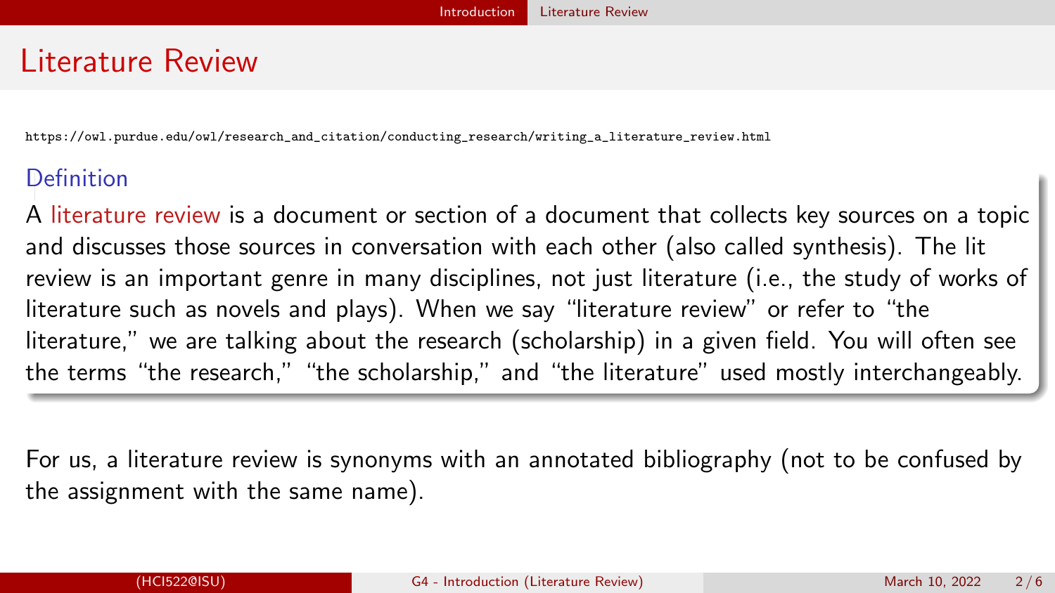# Literature Review

https://owl.purdue.edu/owl/research_and_citation/conducting_research/writing_a_literature_review.html

### Definition

A literature review is a document or section of a document that collects key sources on a topic and discusses those sources in conversation with each other (also called synthesis). The lit review is an important genre in many disciplines, not just literature (i.e., the study of works of literature such as novels and plays). When we say "literature review" or refer to "the literature," we are talking about the research (scholarship) in a given field. You will often see the terms "the research," "the scholarship," and "the literature" used mostly interchangeably.

For us, a literature review is synonyms with an annotated bibliography (not to be confused by the assignment with the same name).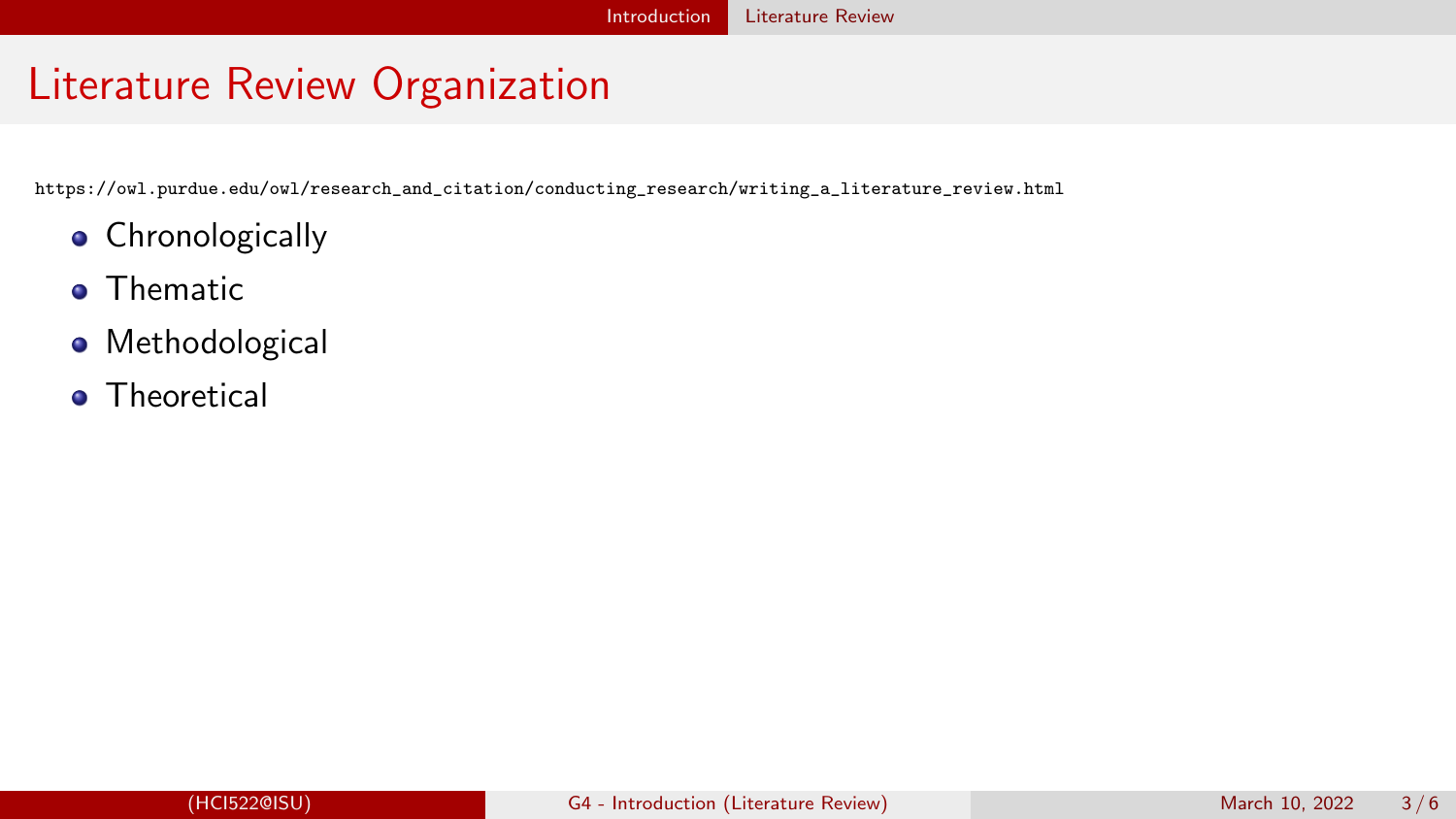# Literature Review Organization

https://owl.purdue.edu/owl/research_and_citation/conducting_research/writing_a_literature_review.html

- Chronologically
- Thematic
- Methodological
- Theoretical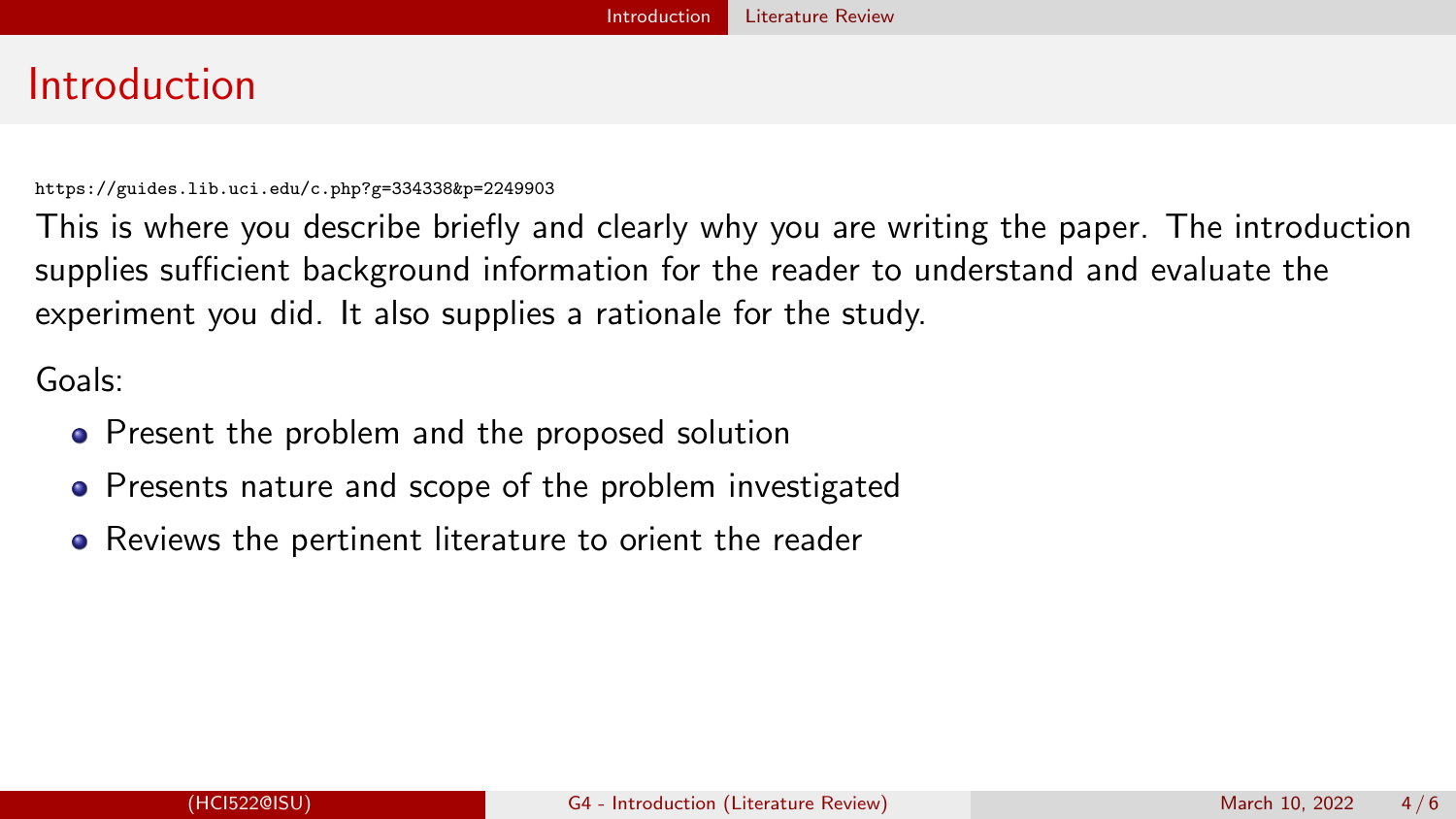# Introduction

https://guides.lib.uci.edu/c.php?g=334338&p=2249903

This is where you describe briefly and clearly why you are writing the paper. The introduction supplies sufficient background information for the reader to understand and evaluate the experiment you did. It also supplies a rationale for the study.

Goals:

- Present the problem and the proposed solution
- Presents nature and scope of the problem investigated
- Reviews the pertinent literature to orient the reader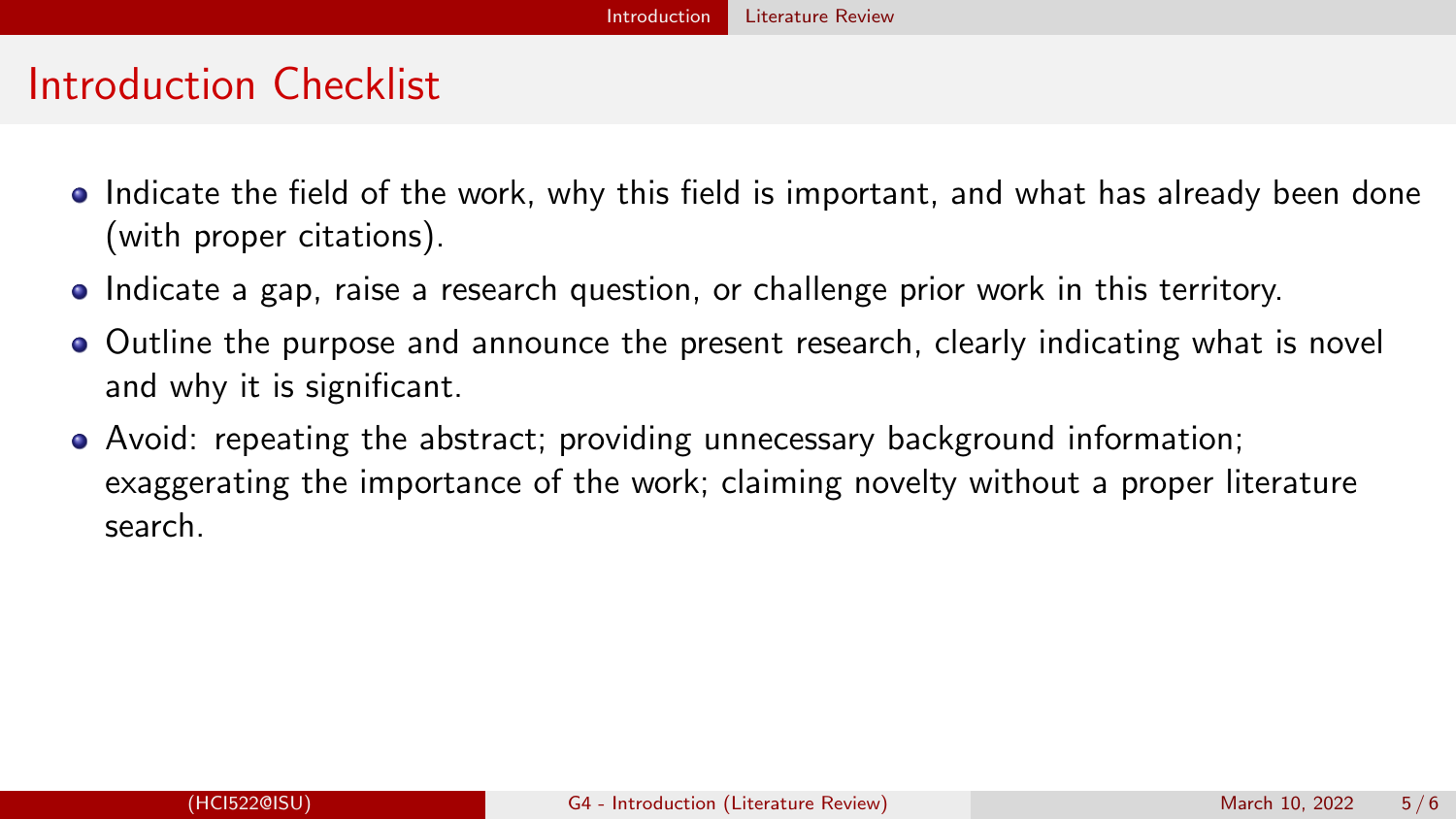# Introduction Checklist

- Indicate the field of the work, why this field is important, and what has already been done (with proper citations).
- Indicate a gap, raise a research question, or challenge prior work in this territory.
- Outline the purpose and announce the present research, clearly indicating what is novel and why it is significant.
- Avoid: repeating the abstract; providing unnecessary background information; exaggerating the importance of the work; claiming novelty without a proper literature search.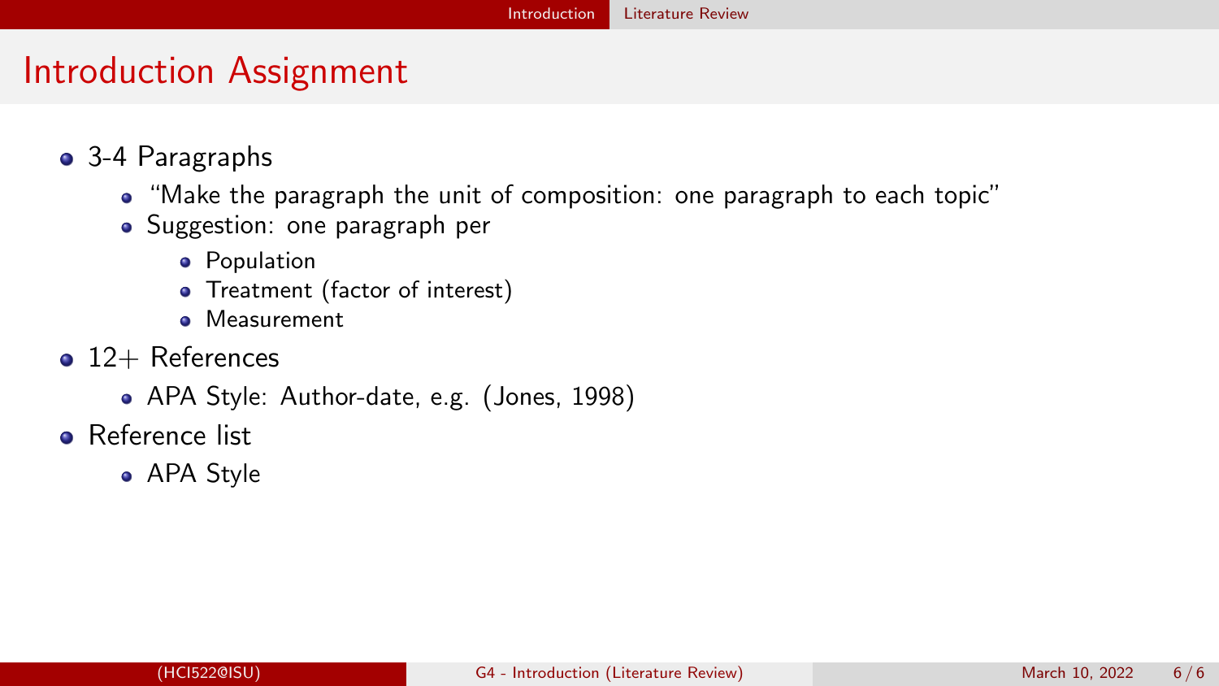# Introduction Assignment

- 3-4 Paragraphs
  - "Make the paragraph the unit of composition: one paragraph to each topic"
  - Suggestion: one paragraph per
    - Population
    - Treatment (factor of interest)
    - Measurement
- 12+ References
  - APA Style: Author-date, e.g. (Jones, 1998)
- Reference list
  - APA Style